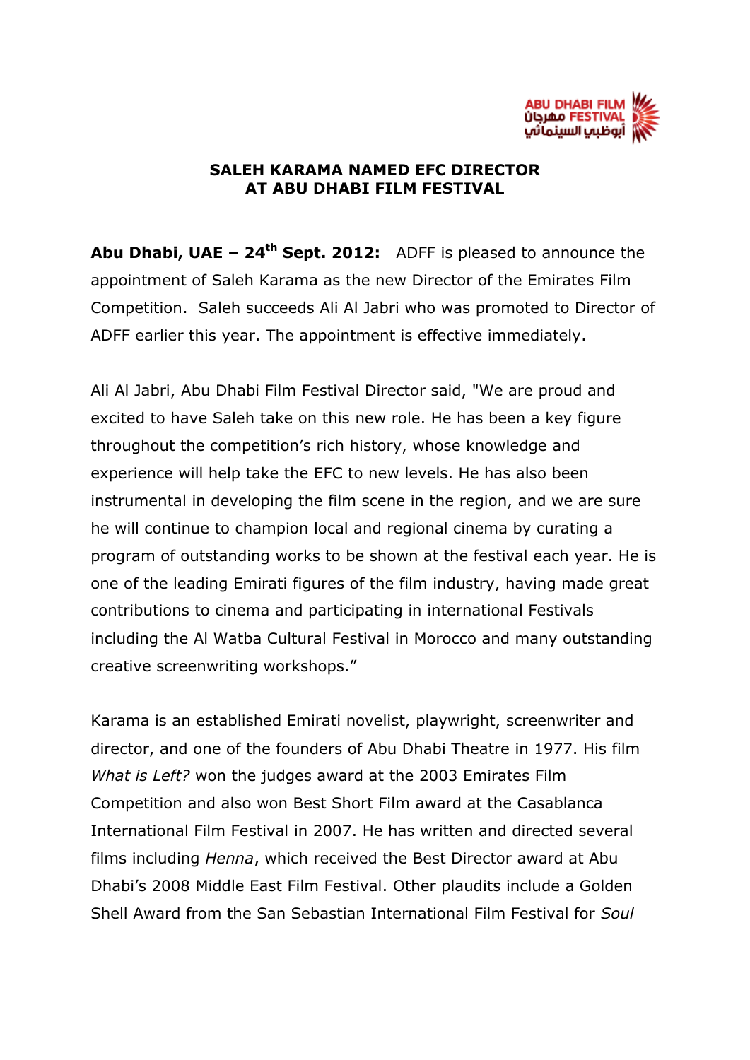ABU DHABI FILM مهرجان FESTIVAL أبوظبي السينمائي

**SALEH KARAMA NAMED EFC DIRECTOR AT ABU DHABI FILM FESTIVAL**

**Abu Dhabi, UAE – 24th Sept. 2012:** ADFF is pleased to announce the appointment of Saleh Karama as the new Director of the Emirates Film Competition. Saleh succeeds Ali Al Jabri who was promoted to Director of ADFF earlier this year. The appointment is effective immediately.

Ali Al Jabri, Abu Dhabi Film Festival Director said, "We are proud and excited to have Saleh take on this new role. He has been a key figure throughout the competition's rich history, whose knowledge and experience will help take the EFC to new levels. He has also been instrumental in developing the film scene in the region, and we are sure he will continue to champion local and regional cinema by curating a program of outstanding works to be shown at the festival each year. He is one of the leading Emirati figures of the film industry, having made great contributions to cinema and participating in international Festivals including the Al Watba Cultural Festival in Morocco and many outstanding creative screenwriting workshops."

Karama is an established Emirati novelist, playwright, screenwriter and director, and one of the founders of Abu Dhabi Theatre in 1977. His film *What is Left?* won the judges award at the 2003 Emirates Film Competition and also won Best Short Film award at the Casablanca International Film Festival in 2007. He has written and directed several films including *Henna*, which received the Best Director award at Abu Dhabi's 2008 Middle East Film Festival. Other plaudits include a Golden Shell Award from the San Sebastian International Film Festival for *Soul*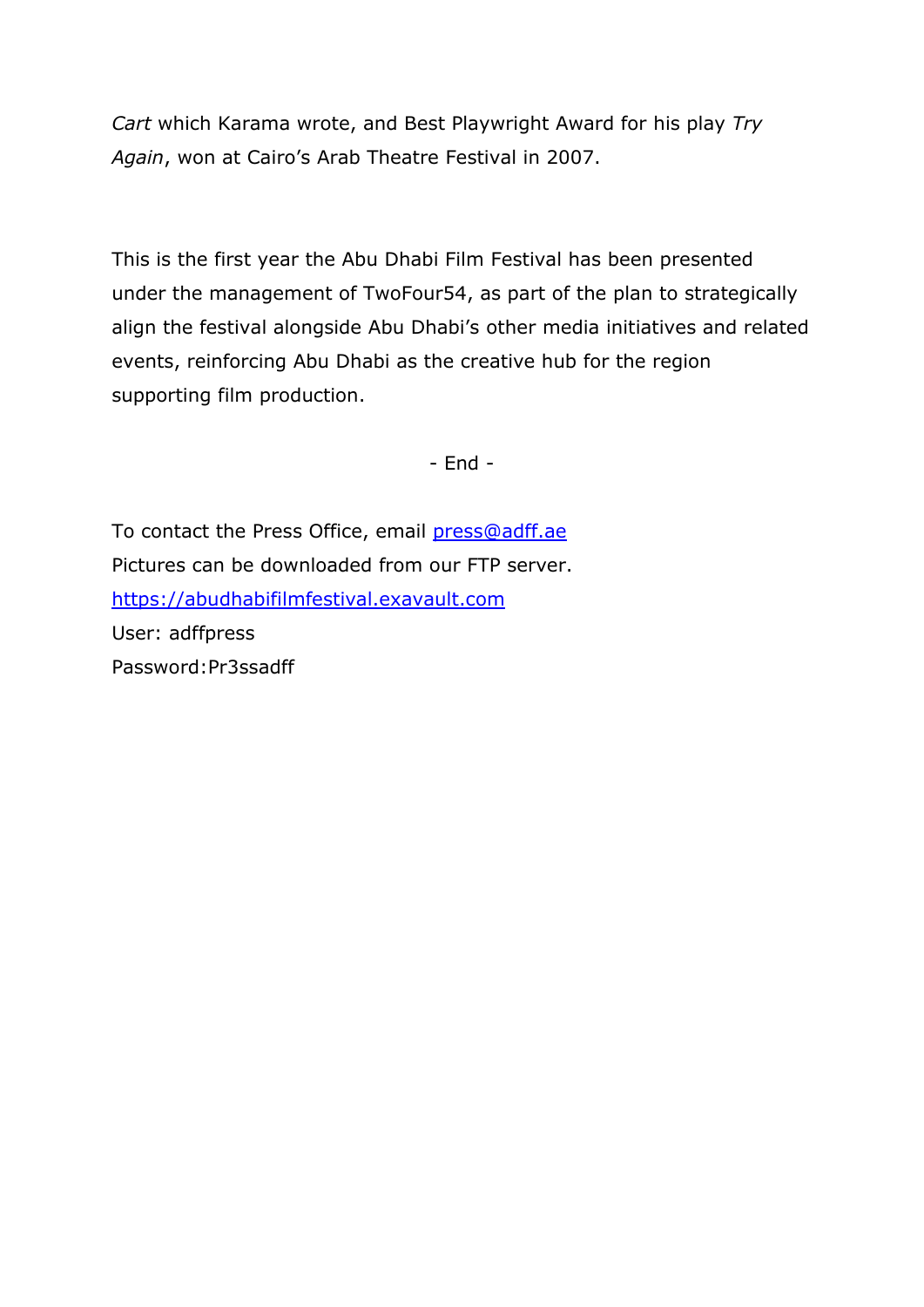*Cart* which Karama wrote, and Best Playwright Award for his play *Try Again*, won at Cairo's Arab Theatre Festival in 2007.

This is the first year the Abu Dhabi Film Festival has been presented under the management of TwoFour54, as part of the plan to strategically align the festival alongside Abu Dhabi's other media initiatives and related events, reinforcing Abu Dhabi as the creative hub for the region supporting film production.

- End -

To contact the Press Office, email press@adff.ae  
Pictures can be downloaded from our FTP server.  
https://abudhabifilmfestival.exavault.com  
User: adffpress  
Password:Pr3ssadff